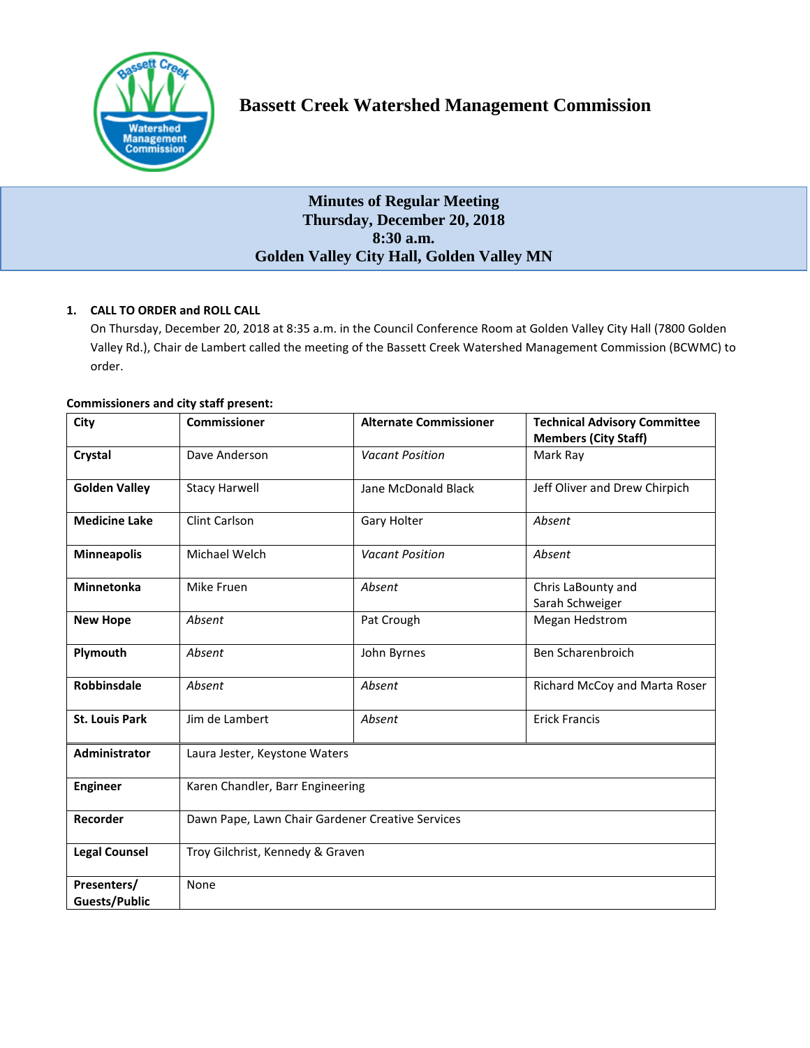# Bassett Creek Watershed Management Commission

## Minutes of Regular Meeting
## Thursday, December 20, 2018
## 8:30 a.m.
## Golden Valley City Hall, Golden Valley MN

**1. CALL TO ORDER and ROLL CALL**

On Thursday, December 20, 2018 at 8:35 a.m. in the Council Conference Room at Golden Valley City Hall (7800 Golden Valley Rd.), Chair de Lambert called the meeting of the Bassett Creek Watershed Management Commission (BCWMC) to order.

**Commissioners and city staff present:**

| City | Commissioner | Alternate Commissioner | Technical Advisory Committee Members (City Staff) |
|---|---|---|---|
| **Crystal** | Dave Anderson | *Vacant Position* | Mark Ray |
| **Golden Valley** | Stacy Harwell | Jane McDonald Black | Jeff Oliver and Drew Chirpich |
| **Medicine Lake** | Clint Carlson | Gary Holter | *Absent* |
| **Minneapolis** | Michael Welch | *Vacant Position* | *Absent* |
| **Minnetonka** | Mike Fruen | *Absent* | Chris LaBounty and Sarah Schweiger |
| **New Hope** | *Absent* | Pat Crough | Megan Hedstrom |
| **Plymouth** | *Absent* | John Byrnes | Ben Scharenbroich |
| **Robbinsdale** | *Absent* | *Absent* | Richard McCoy and Marta Roser |
| **St. Louis Park** | Jim de Lambert | *Absent* | Erick Francis |
| **Administrator** | Laura Jester, Keystone Waters | | |
| **Engineer** | Karen Chandler, Barr Engineering | | |
| **Recorder** | Dawn Pape, Lawn Chair Gardener Creative Services | | |
| **Legal Counsel** | Troy Gilchrist, Kennedy & Graven | | |
| **Presenters/ Guests/Public** | None | | |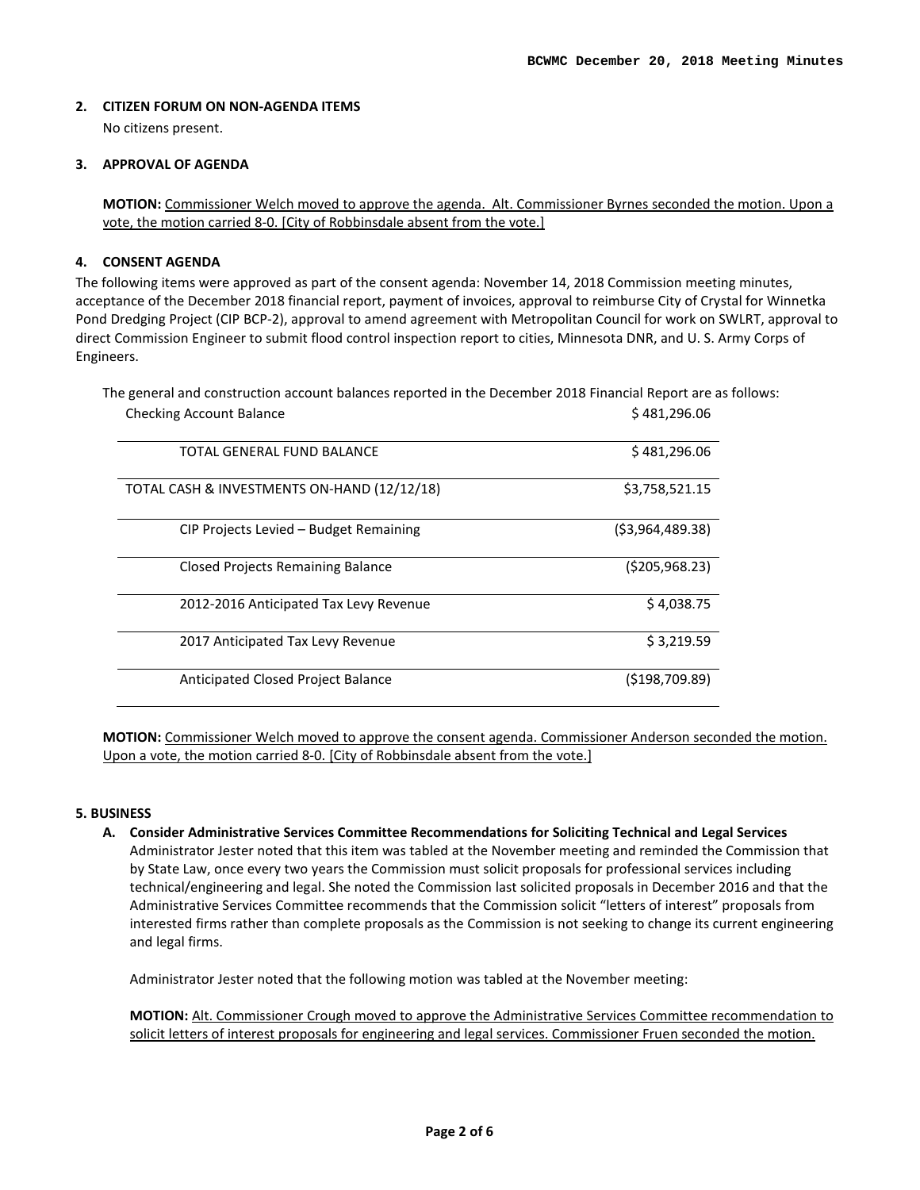## 2. CITIZEN FORUM ON NON-AGENDA ITEMS

No citizens present.

## 3. APPROVAL OF AGENDA

**MOTION:** <u>Commissioner Welch moved to approve the agenda. Alt. Commissioner Byrnes seconded the motion. Upon a vote, the motion carried 8-0. [City of Robbinsdale absent from the vote.]</u>

## 4. CONSENT AGENDA

The following items were approved as part of the consent agenda: November 14, 2018 Commission meeting minutes, acceptance of the December 2018 financial report, payment of invoices, approval to reimburse City of Crystal for Winnetka Pond Dredging Project (CIP BCP-2), approval to amend agreement with Metropolitan Council for work on SWLRT, approval to direct Commission Engineer to submit flood control inspection report to cities, Minnesota DNR, and U. S. Army Corps of Engineers.

The general and construction account balances reported in the December 2018 Financial Report are as follows:

| | |
|---|---|
| Checking Account Balance | $ 481,296.06 |
| TOTAL GENERAL FUND BALANCE | $ 481,296.06 |
| TOTAL CASH & INVESTMENTS ON-HAND (12/12/18) | $3,758,521.15 |
| CIP Projects Levied – Budget Remaining | ($3,964,489.38) |
| Closed Projects Remaining Balance | ($205,968.23) |
| 2012-2016 Anticipated Tax Levy Revenue | $ 4,038.75 |
| 2017 Anticipated Tax Levy Revenue | $ 3,219.59 |
| Anticipated Closed Project Balance | ($198,709.89) |

**MOTION:** <u>Commissioner Welch moved to approve the consent agenda. Commissioner Anderson seconded the motion. Upon a vote, the motion carried 8-0. [City of Robbinsdale absent from the vote.]</u>

## 5. BUSINESS

**A. Consider Administrative Services Committee Recommendations for Soliciting Technical and Legal Services**

Administrator Jester noted that this item was tabled at the November meeting and reminded the Commission that by State Law, once every two years the Commission must solicit proposals for professional services including technical/engineering and legal. She noted the Commission last solicited proposals in December 2016 and that the Administrative Services Committee recommends that the Commission solicit "letters of interest" proposals from interested firms rather than complete proposals as the Commission is not seeking to change its current engineering and legal firms.

Administrator Jester noted that the following motion was tabled at the November meeting:

**MOTION:** <u>Alt. Commissioner Crough moved to approve the Administrative Services Committee recommendation to solicit letters of interest proposals for engineering and legal services. Commissioner Fruen seconded the motion.</u>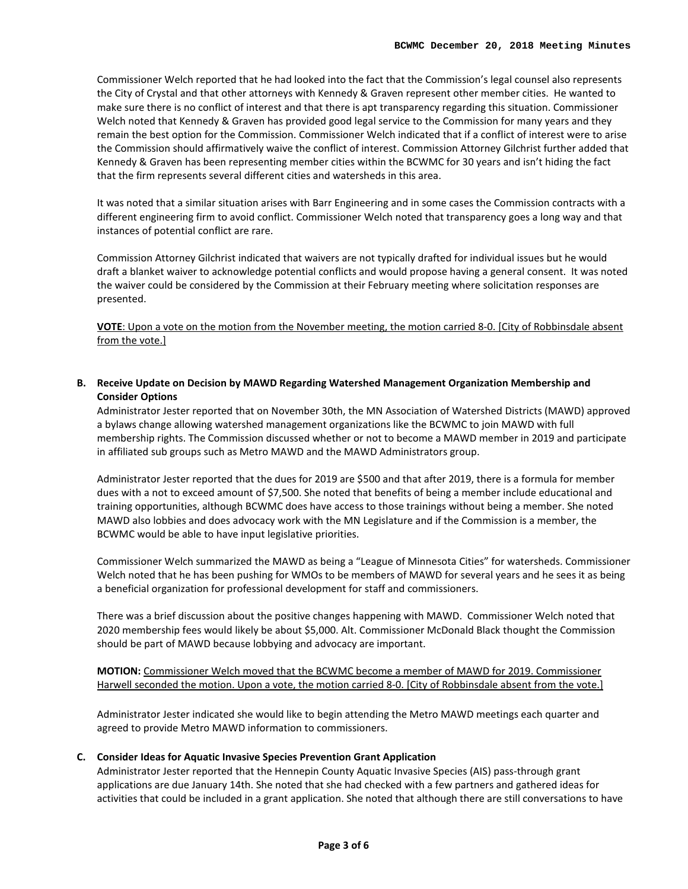Commissioner Welch reported that he had looked into the fact that the Commission's legal counsel also represents the City of Crystal and that other attorneys with Kennedy & Graven represent other member cities. He wanted to make sure there is no conflict of interest and that there is apt transparency regarding this situation. Commissioner Welch noted that Kennedy & Graven has provided good legal service to the Commission for many years and they remain the best option for the Commission. Commissioner Welch indicated that if a conflict of interest were to arise the Commission should affirmatively waive the conflict of interest. Commission Attorney Gilchrist further added that Kennedy & Graven has been representing member cities within the BCWMC for 30 years and isn't hiding the fact that the firm represents several different cities and watersheds in this area.

It was noted that a similar situation arises with Barr Engineering and in some cases the Commission contracts with a different engineering firm to avoid conflict. Commissioner Welch noted that transparency goes a long way and that instances of potential conflict are rare.

Commission Attorney Gilchrist indicated that waivers are not typically drafted for individual issues but he would draft a blanket waiver to acknowledge potential conflicts and would propose having a general consent. It was noted the waiver could be considered by the Commission at their February meeting where solicitation responses are presented.

<u>**VOTE**: Upon a vote on the motion from the November meeting, the motion carried 8-0. [City of Robbinsdale absent from the vote.]</u>

**B. Receive Update on Decision by MAWD Regarding Watershed Management Organization Membership and Consider Options**

Administrator Jester reported that on November 30th, the MN Association of Watershed Districts (MAWD) approved a bylaws change allowing watershed management organizations like the BCWMC to join MAWD with full membership rights. The Commission discussed whether or not to become a MAWD member in 2019 and participate in affiliated sub groups such as Metro MAWD and the MAWD Administrators group.

Administrator Jester reported that the dues for 2019 are $500 and that after 2019, there is a formula for member dues with a not to exceed amount of $7,500. She noted that benefits of being a member include educational and training opportunities, although BCWMC does have access to those trainings without being a member. She noted MAWD also lobbies and does advocacy work with the MN Legislature and if the Commission is a member, the BCWMC would be able to have input legislative priorities.

Commissioner Welch summarized the MAWD as being a "League of Minnesota Cities" for watersheds. Commissioner Welch noted that he has been pushing for WMOs to be members of MAWD for several years and he sees it as being a beneficial organization for professional development for staff and commissioners.

There was a brief discussion about the positive changes happening with MAWD. Commissioner Welch noted that 2020 membership fees would likely be about $5,000. Alt. Commissioner McDonald Black thought the Commission should be part of MAWD because lobbying and advocacy are important.

**MOTION:** <u>Commissioner Welch moved that the BCWMC become a member of MAWD for 2019. Commissioner Harwell seconded the motion. Upon a vote, the motion carried 8-0. [City of Robbinsdale absent from the vote.]</u>

Administrator Jester indicated she would like to begin attending the Metro MAWD meetings each quarter and agreed to provide Metro MAWD information to commissioners.

**C. Consider Ideas for Aquatic Invasive Species Prevention Grant Application**

Administrator Jester reported that the Hennepin County Aquatic Invasive Species (AIS) pass-through grant applications are due January 14th. She noted that she had checked with a few partners and gathered ideas for activities that could be included in a grant application. She noted that although there are still conversations to have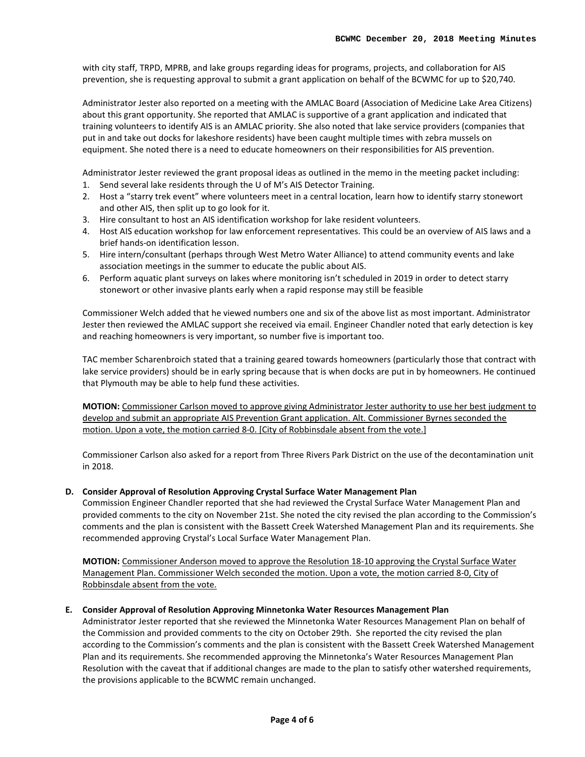with city staff, TRPD, MPRB, and lake groups regarding ideas for programs, projects, and collaboration for AIS prevention, she is requesting approval to submit a grant application on behalf of the BCWMC for up to $20,740.

Administrator Jester also reported on a meeting with the AMLAC Board (Association of Medicine Lake Area Citizens) about this grant opportunity. She reported that AMLAC is supportive of a grant application and indicated that training volunteers to identify AIS is an AMLAC priority. She also noted that lake service providers (companies that put in and take out docks for lakeshore residents) have been caught multiple times with zebra mussels on equipment. She noted there is a need to educate homeowners on their responsibilities for AIS prevention.

Administrator Jester reviewed the grant proposal ideas as outlined in the memo in the meeting packet including:

1. Send several lake residents through the U of M's AIS Detector Training.
2. Host a "starry trek event" where volunteers meet in a central location, learn how to identify starry stonewort and other AIS, then split up to go look for it.
3. Hire consultant to host an AIS identification workshop for lake resident volunteers.
4. Host AIS education workshop for law enforcement representatives. This could be an overview of AIS laws and a brief hands-on identification lesson.
5. Hire intern/consultant (perhaps through West Metro Water Alliance) to attend community events and lake association meetings in the summer to educate the public about AIS.
6. Perform aquatic plant surveys on lakes where monitoring isn't scheduled in 2019 in order to detect starry stonewort or other invasive plants early when a rapid response may still be feasible

Commissioner Welch added that he viewed numbers one and six of the above list as most important. Administrator Jester then reviewed the AMLAC support she received via email. Engineer Chandler noted that early detection is key and reaching homeowners is very important, so number five is important too.

TAC member Scharenbroich stated that a training geared towards homeowners (particularly those that contract with lake service providers) should be in early spring because that is when docks are put in by homeowners. He continued that Plymouth may be able to help fund these activities.

**MOTION:** Commissioner Carlson moved to approve giving Administrator Jester authority to use her best judgment to develop and submit an appropriate AIS Prevention Grant application. Alt. Commissioner Byrnes seconded the motion. Upon a vote, the motion carried 8-0. [City of Robbinsdale absent from the vote.]

Commissioner Carlson also asked for a report from Three Rivers Park District on the use of the decontamination unit in 2018.

**D. Consider Approval of Resolution Approving Crystal Surface Water Management Plan**

Commission Engineer Chandler reported that she had reviewed the Crystal Surface Water Management Plan and provided comments to the city on November 21st. She noted the city revised the plan according to the Commission's comments and the plan is consistent with the Bassett Creek Watershed Management Plan and its requirements. She recommended approving Crystal's Local Surface Water Management Plan.

**MOTION:** Commissioner Anderson moved to approve the Resolution 18-10 approving the Crystal Surface Water Management Plan. Commissioner Welch seconded the motion. Upon a vote, the motion carried 8-0, City of Robbinsdale absent from the vote.

**E. Consider Approval of Resolution Approving Minnetonka Water Resources Management Plan**

Administrator Jester reported that she reviewed the Minnetonka Water Resources Management Plan on behalf of the Commission and provided comments to the city on October 29th. She reported the city revised the plan according to the Commission's comments and the plan is consistent with the Bassett Creek Watershed Management Plan and its requirements. She recommended approving the Minnetonka's Water Resources Management Plan Resolution with the caveat that if additional changes are made to the plan to satisfy other watershed requirements, the provisions applicable to the BCWMC remain unchanged.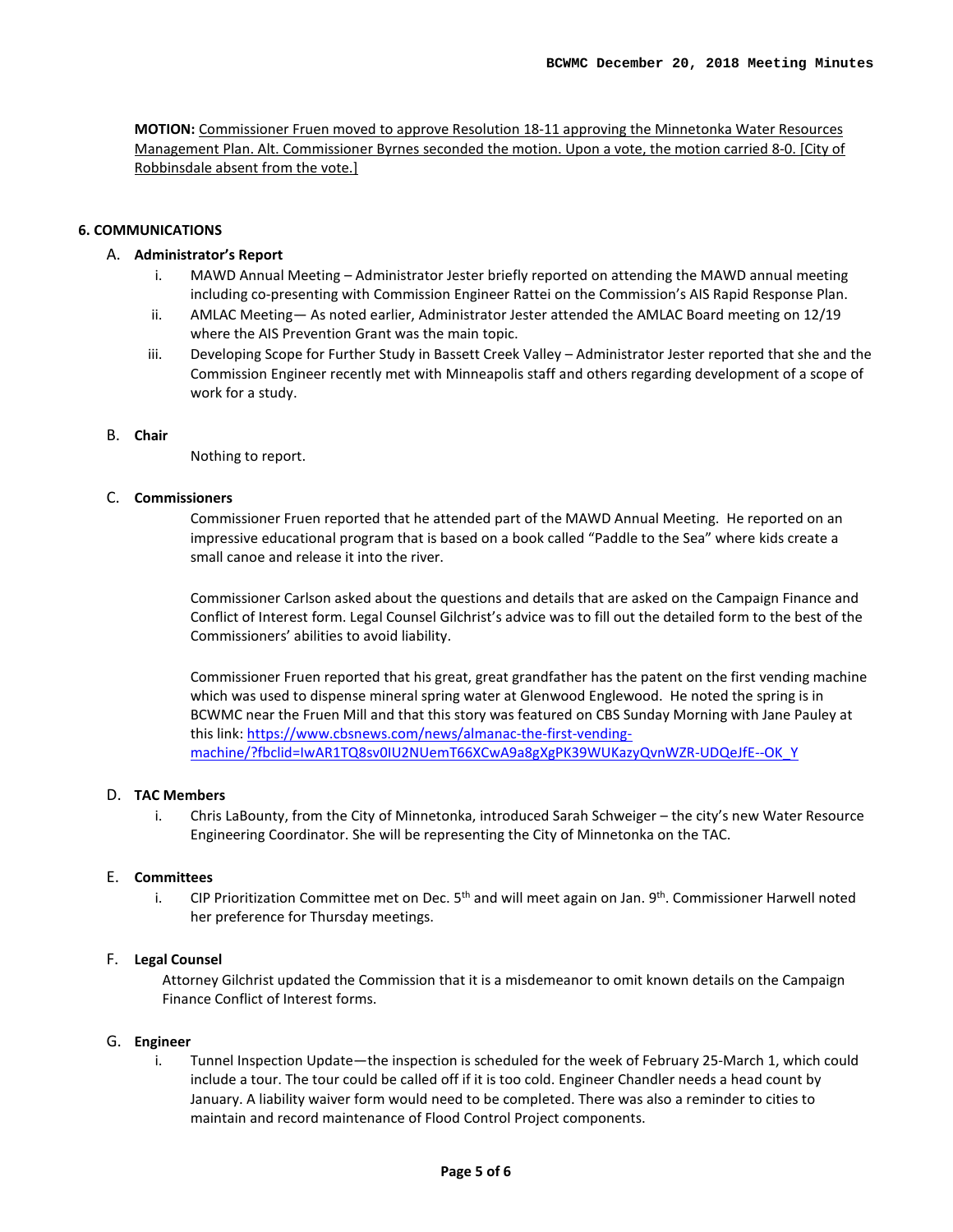**MOTION:** Commissioner Fruen moved to approve Resolution 18-11 approving the Minnetonka Water Resources Management Plan. Alt. Commissioner Byrnes seconded the motion. Upon a vote, the motion carried 8-0. [City of Robbinsdale absent from the vote.]

## 6. COMMUNICATIONS

### A. Administrator's Report

i. MAWD Annual Meeting – Administrator Jester briefly reported on attending the MAWD annual meeting including co-presenting with Commission Engineer Rattei on the Commission's AIS Rapid Response Plan.

ii. AMLAC Meeting— As noted earlier, Administrator Jester attended the AMLAC Board meeting on 12/19 where the AIS Prevention Grant was the main topic.

iii. Developing Scope for Further Study in Bassett Creek Valley – Administrator Jester reported that she and the Commission Engineer recently met with Minneapolis staff and others regarding development of a scope of work for a study.

### B. Chair

Nothing to report.

### C. Commissioners

Commissioner Fruen reported that he attended part of the MAWD Annual Meeting. He reported on an impressive educational program that is based on a book called "Paddle to the Sea" where kids create a small canoe and release it into the river.

Commissioner Carlson asked about the questions and details that are asked on the Campaign Finance and Conflict of Interest form. Legal Counsel Gilchrist's advice was to fill out the detailed form to the best of the Commissioners' abilities to avoid liability.

Commissioner Fruen reported that his great, great grandfather has the patent on the first vending machine which was used to dispense mineral spring water at Glenwood Englewood. He noted the spring is in BCWMC near the Fruen Mill and that this story was featured on CBS Sunday Morning with Jane Pauley at this link: https://www.cbsnews.com/news/almanac-the-first-vending-machine/?fbclid=IwAR1TQ8sv0IU2NUemT66XCwA9a8gXgPK39WUKazyQvnWZR-UDQeJfE--OK_Y

### D. TAC Members

i. Chris LaBounty, from the City of Minnetonka, introduced Sarah Schweiger – the city's new Water Resource Engineering Coordinator. She will be representing the City of Minnetonka on the TAC.

### E. Committees

i. CIP Prioritization Committee met on Dec. 5th and will meet again on Jan. 9th. Commissioner Harwell noted her preference for Thursday meetings.

### F. Legal Counsel

Attorney Gilchrist updated the Commission that it is a misdemeanor to omit known details on the Campaign Finance Conflict of Interest forms.

### G. Engineer

i. Tunnel Inspection Update—the inspection is scheduled for the week of February 25-March 1, which could include a tour. The tour could be called off if it is too cold. Engineer Chandler needs a head count by January. A liability waiver form would need to be completed. There was also a reminder to cities to maintain and record maintenance of Flood Control Project components.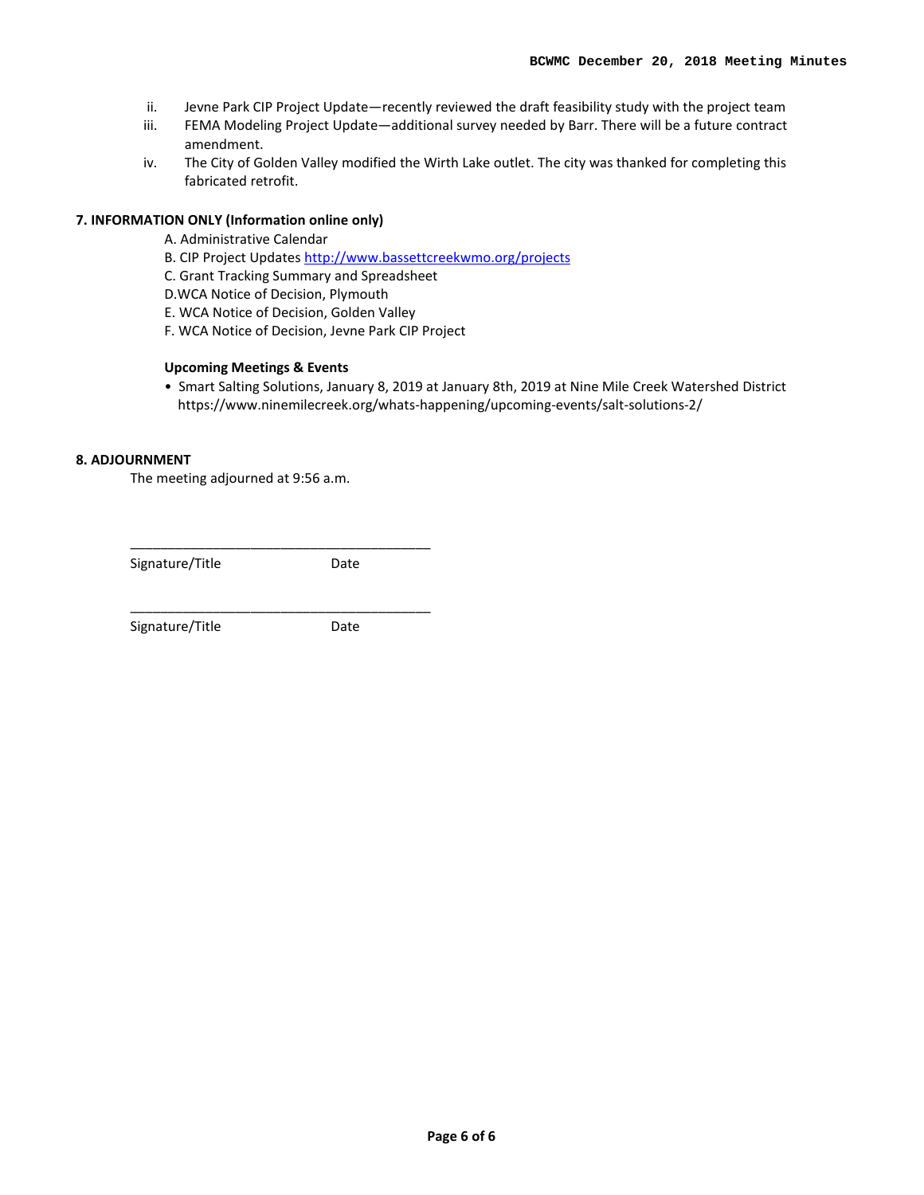ii. Jevne Park CIP Project Update—recently reviewed the draft feasibility study with the project team

iii. FEMA Modeling Project Update—additional survey needed by Barr. There will be a future contract amendment.

iv. The City of Golden Valley modified the Wirth Lake outlet. The city was thanked for completing this fabricated retrofit.

**7. INFORMATION ONLY (Information online only)**

A. Administrative Calendar
B. CIP Project Updates http://www.bassettcreekwmo.org/projects
C. Grant Tracking Summary and Spreadsheet
D.WCA Notice of Decision, Plymouth
E. WCA Notice of Decision, Golden Valley
F. WCA Notice of Decision, Jevne Park CIP Project

**Upcoming Meetings & Events**

- Smart Salting Solutions, January 8, 2019 at January 8th, 2019 at Nine Mile Creek Watershed District https://www.ninemilecreek.org/whats-happening/upcoming-events/salt-solutions-2/

**8. ADJOURNMENT**

The meeting adjourned at 9:56 a.m.

\_\_\_\_\_\_\_\_\_\_\_\_\_\_\_\_\_\_\_\_\_\_\_\_\_\_\_\_\_\_\_\_\_\_\_\_\_\_\_\_

Signature/Title Date

\_\_\_\_\_\_\_\_\_\_\_\_\_\_\_\_\_\_\_\_\_\_\_\_\_\_\_\_\_\_\_\_\_\_\_\_\_\_\_\_

Signature/Title Date